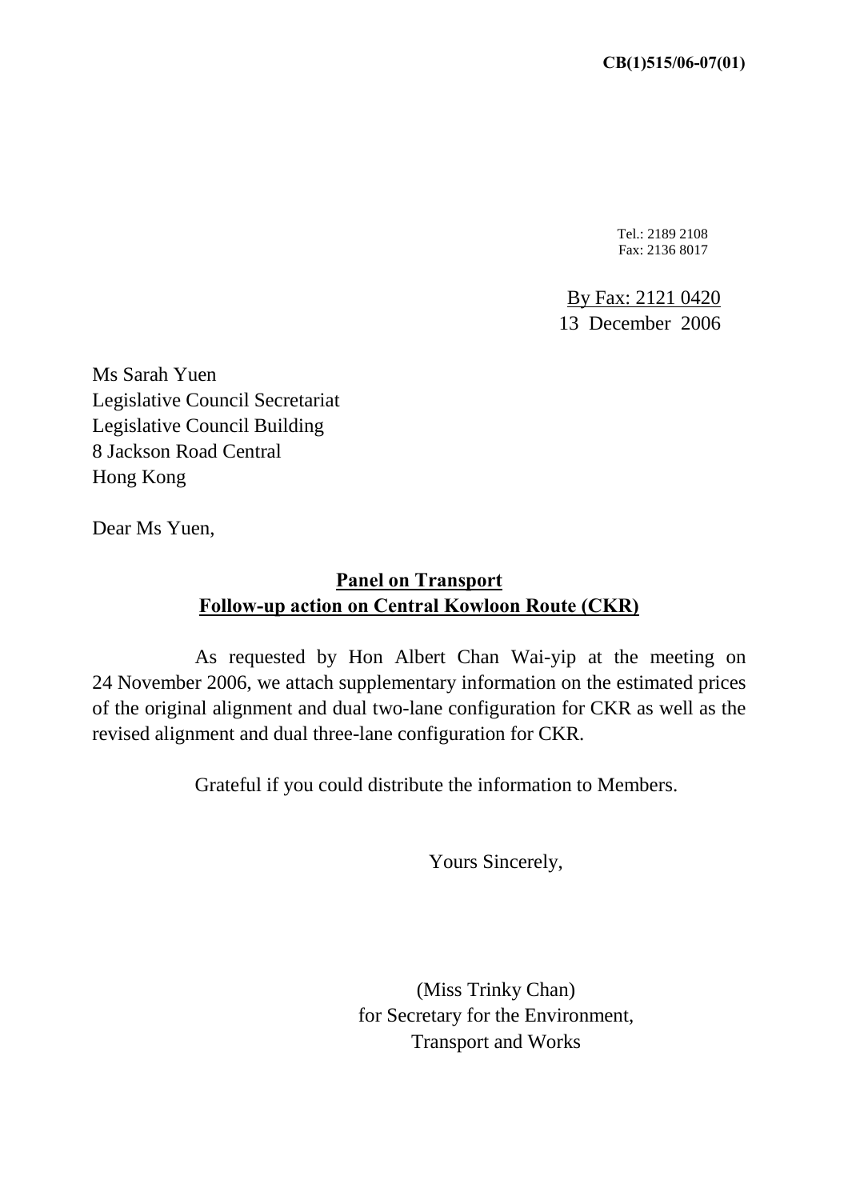**CB(1)515/06-07(01)**

Tel.: 2189 2108
Fax: 2136 8017

By Fax: 2121 0420
13 December 2006

Ms Sarah Yuen
Legislative Council Secretariat
Legislative Council Building
8 Jackson Road Central
Hong Kong

Dear Ms Yuen,

**Panel on Transport**
**Follow-up action on Central Kowloon Route (CKR)**

As requested by Hon Albert Chan Wai-yip at the meeting on 24 November 2006, we attach supplementary information on the estimated prices of the original alignment and dual two-lane configuration for CKR as well as the revised alignment and dual three-lane configuration for CKR.

Grateful if you could distribute the information to Members.

Yours Sincerely,

(Miss Trinky Chan)
for Secretary for the Environment,
Transport and Works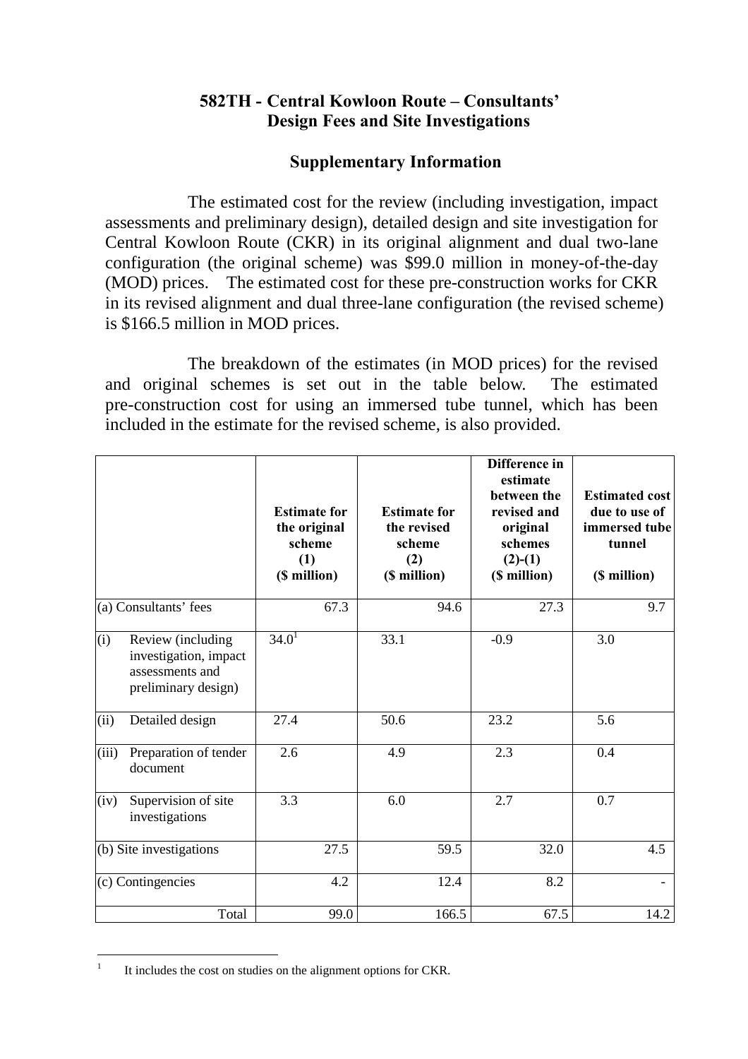# 582TH - Central Kowloon Route – Consultants' Design Fees and Site Investigations

## Supplementary Information

The estimated cost for the review (including investigation, impact assessments and preliminary design), detailed design and site investigation for Central Kowloon Route (CKR) in its original alignment and dual two-lane configuration (the original scheme) was $99.0 million in money-of-the-day (MOD) prices. The estimated cost for these pre-construction works for CKR in its revised alignment and dual three-lane configuration (the revised scheme) is $166.5 million in MOD prices.

The breakdown of the estimates (in MOD prices) for the revised and original schemes is set out in the table below. The estimated pre-construction cost for using an immersed tube tunnel, which has been included in the estimate for the revised scheme, is also provided.

| | **Estimate for the original scheme (1) ($ million)** | **Estimate for the revised scheme (2) ($ million)** | **Difference in estimate between the revised and original schemes (2)-(1) ($ million)** | **Estimated cost due to use of immersed tube tunnel ($ million)** |
|---|---|---|---|---|
| (a) Consultants' fees | 67.3 | 94.6 | 27.3 | 9.7 |
| (i) Review (including investigation, impact assessments and preliminary design) | 34.0[1] | 33.1 | -0.9 | 3.0 |
| (ii) Detailed design | 27.4 | 50.6 | 23.2 | 5.6 |
| (iii) Preparation of tender document | 2.6 | 4.9 | 2.3 | 0.4 |
| (iv) Supervision of site investigations | 3.3 | 6.0 | 2.7 | 0.7 |
| (b) Site investigations | 27.5 | 59.5 | 32.0 | 4.5 |
| (c) Contingencies | 4.2 | 12.4 | 8.2 | - |
| Total | 99.0 | 166.5 | 67.5 | 14.2 |

[1] It includes the cost on studies on the alignment options for CKR.